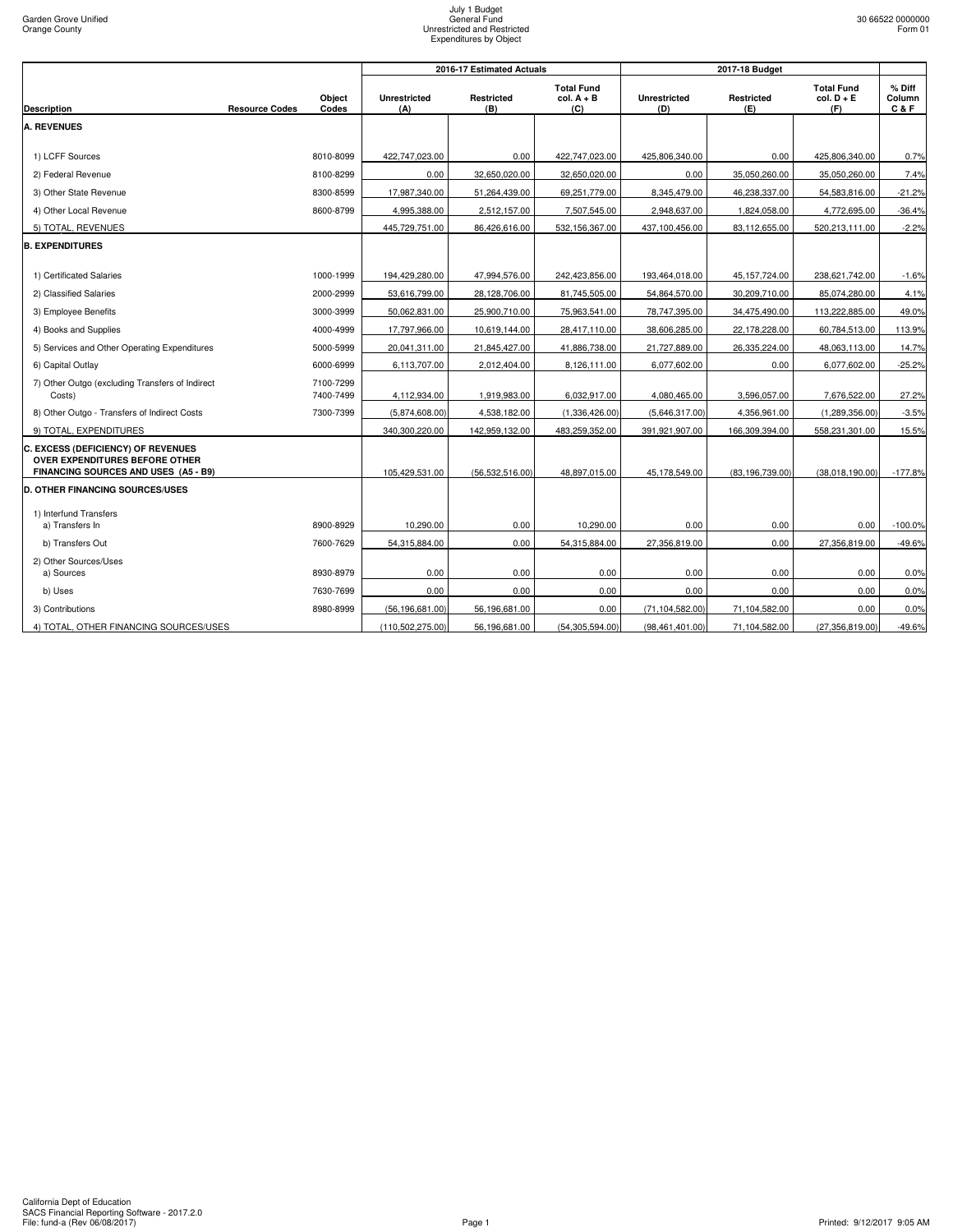Garden Grove Unified
Orange County

July 1 Budget
General Fund
Unrestricted and Restricted
Expenditures by Object

30 66522 0000000
Form 01

| Description | Resource Codes | Object Codes | 2016-17 Estimated Actuals Unrestricted (A) | Restricted (B) | Total Fund col. A + B (C) | 2017-18 Budget Unrestricted (D) | Restricted (E) | Total Fund col. D + E (F) | % Diff Column C & F |
|---|---|---|---|---|---|---|---|---|---|
| **A. REVENUES** | | | | | | | | | |
| 1) LCFF Sources | | 8010-8099 | 422,747,023.00 | 0.00 | 422,747,023.00 | 425,806,340.00 | 0.00 | 425,806,340.00 | 0.7% |
| 2) Federal Revenue | | 8100-8299 | 0.00 | 32,650,020.00 | 32,650,020.00 | 0.00 | 35,050,260.00 | 35,050,260.00 | 7.4% |
| 3) Other State Revenue | | 8300-8599 | 17,987,340.00 | 51,264,439.00 | 69,251,779.00 | 8,345,479.00 | 46,238,337.00 | 54,583,816.00 | -21.2% |
| 4) Other Local Revenue | | 8600-8799 | 4,995,388.00 | 2,512,157.00 | 7,507,545.00 | 2,948,637.00 | 1,824,058.00 | 4,772,695.00 | -36.4% |
| 5) TOTAL, REVENUES | | | 445,729,751.00 | 86,426,616.00 | 532,156,367.00 | 437,100,456.00 | 83,112,655.00 | 520,213,111.00 | -2.2% |
| **B. EXPENDITURES** | | | | | | | | | |
| 1) Certificated Salaries | | 1000-1999 | 194,429,280.00 | 47,994,576.00 | 242,423,856.00 | 193,464,018.00 | 45,157,724.00 | 238,621,742.00 | -1.6% |
| 2) Classified Salaries | | 2000-2999 | 53,616,799.00 | 28,128,706.00 | 81,745,505.00 | 54,864,570.00 | 30,209,710.00 | 85,074,280.00 | 4.1% |
| 3) Employee Benefits | | 3000-3999 | 50,062,831.00 | 25,900,710.00 | 75,963,541.00 | 78,747,395.00 | 34,475,490.00 | 113,222,885.00 | 49.0% |
| 4) Books and Supplies | | 4000-4999 | 17,797,966.00 | 10,619,144.00 | 28,417,110.00 | 38,606,285.00 | 22,178,228.00 | 60,784,513.00 | 113.9% |
| 5) Services and Other Operating Expenditures | | 5000-5999 | 20,041,311.00 | 21,845,427.00 | 41,886,738.00 | 21,727,889.00 | 26,335,224.00 | 48,063,113.00 | 14.7% |
| 6) Capital Outlay | | 6000-6999 | 6,113,707.00 | 2,012,404.00 | 8,126,111.00 | 6,077,602.00 | 0.00 | 6,077,602.00 | -25.2% |
| 7) Other Outgo (excluding Transfers of Indirect Costs) | | 7100-7299 7400-7499 | 4,112,934.00 | 1,919,983.00 | 6,032,917.00 | 4,080,465.00 | 3,596,057.00 | 7,676,522.00 | 27.2% |
| 8) Other Outgo - Transfers of Indirect Costs | | 7300-7399 | (5,874,608.00) | 4,538,182.00 | (1,336,426.00) | (5,646,317.00) | 4,356,961.00 | (1,289,356.00) | -3.5% |
| 9) TOTAL, EXPENDITURES | | | 340,300,220.00 | 142,959,132.00 | 483,259,352.00 | 391,921,907.00 | 166,309,394.00 | 558,231,301.00 | 15.5% |
| **C. EXCESS (DEFICIENCY) OF REVENUES OVER EXPENDITURES BEFORE OTHER FINANCING SOURCES AND USES (A5 - B9)** | | | 105,429,531.00 | (56,532,516.00) | 48,897,015.00 | 45,178,549.00 | (83,196,739.00) | (38,018,190.00) | -177.8% |
| **D. OTHER FINANCING SOURCES/USES** | | | | | | | | | |
| 1) Interfund Transfers a) Transfers In | | 8900-8929 | 10,290.00 | 0.00 | 10,290.00 | 0.00 | 0.00 | 0.00 | -100.0% |
| b) Transfers Out | | 7600-7629 | 54,315,884.00 | 0.00 | 54,315,884.00 | 27,356,819.00 | 0.00 | 27,356,819.00 | -49.6% |
| 2) Other Sources/Uses a) Sources | | 8930-8979 | 0.00 | 0.00 | 0.00 | 0.00 | 0.00 | 0.00 | 0.0% |
| b) Uses | | 7630-7699 | 0.00 | 0.00 | 0.00 | 0.00 | 0.00 | 0.00 | 0.0% |
| 3) Contributions | | 8980-8999 | (56,196,681.00) | 56,196,681.00 | 0.00 | (71,104,582.00) | 71,104,582.00 | 0.00 | 0.0% |
| 4) TOTAL, OTHER FINANCING SOURCES/USES | | | (110,502,275.00) | 56,196,681.00 | (54,305,594.00) | (98,461,401.00) | 71,104,582.00 | (27,356,819.00) | -49.6% |

California Dept of Education
SACS Financial Reporting Software - 2017.2.0
File: fund-a (Rev 06/08/2017)

Printed: 9/12/2017 9:05 AM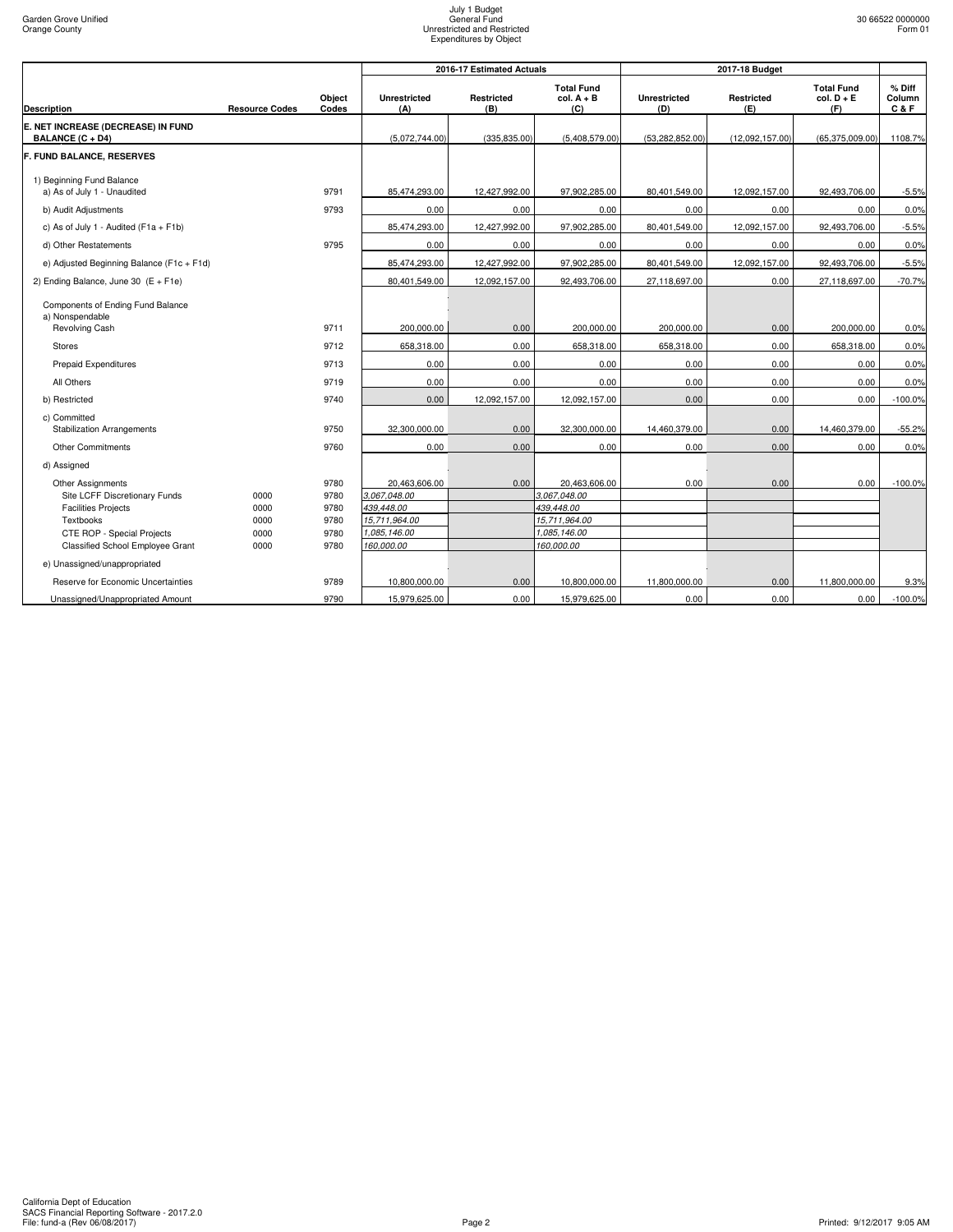| Description | Resource Codes | Object Codes | 2016-17 Estimated Actuals Unrestricted (A) | 2016-17 Estimated Actuals Restricted (B) | 2016-17 Estimated Actuals Total Fund col. A + B (C) | 2017-18 Budget Unrestricted (D) | 2017-18 Budget Restricted (E) | 2017-18 Budget Total Fund col. D + E (F) | % Diff Column C & F |
|---|---|---|---|---|---|---|---|---|---|
| **E. NET INCREASE (DECREASE) IN FUND BALANCE (C + D4)** | | | (5,072,744.00) | (335,835.00) | (5,408,579.00) | (53,282,852.00) | (12,092,157.00) | (65,375,009.00) | 1108.7% |
| **F. FUND BALANCE, RESERVES** | | | | | | | | | |
| 1) Beginning Fund Balance | | | | | | | | | |
| a) As of July 1 - Unaudited | | 9791 | 85,474,293.00 | 12,427,992.00 | 97,902,285.00 | 80,401,549.00 | 12,092,157.00 | 92,493,706.00 | -5.5% |
| b) Audit Adjustments | | 9793 | 0.00 | 0.00 | 0.00 | 0.00 | 0.00 | 0.00 | 0.0% |
| c) As of July 1 - Audited (F1a + F1b) | | | 85,474,293.00 | 12,427,992.00 | 97,902,285.00 | 80,401,549.00 | 12,092,157.00 | 92,493,706.00 | -5.5% |
| d) Other Restatements | | 9795 | 0.00 | 0.00 | 0.00 | 0.00 | 0.00 | 0.00 | 0.0% |
| e) Adjusted Beginning Balance (F1c + F1d) | | | 85,474,293.00 | 12,427,992.00 | 97,902,285.00 | 80,401,549.00 | 12,092,157.00 | 92,493,706.00 | -5.5% |
| 2) Ending Balance, June 30 (E + F1e) | | | 80,401,549.00 | 12,092,157.00 | 92,493,706.00 | 27,118,697.00 | 0.00 | 27,118,697.00 | -70.7% |
| Components of Ending Fund Balance | | | | | | | | | |
| a) Nonspendable | | | | | | | | | |
| Revolving Cash | | 9711 | 200,000.00 | 0.00 | 200,000.00 | 200,000.00 | 0.00 | 200,000.00 | 0.0% |
| Stores | | 9712 | 658,318.00 | 0.00 | 658,318.00 | 658,318.00 | 0.00 | 658,318.00 | 0.0% |
| Prepaid Expenditures | | 9713 | 0.00 | 0.00 | 0.00 | 0.00 | 0.00 | 0.00 | 0.0% |
| All Others | | 9719 | 0.00 | 0.00 | 0.00 | 0.00 | 0.00 | 0.00 | 0.0% |
| b) Restricted | | 9740 | 0.00 | 12,092,157.00 | 12,092,157.00 | 0.00 | 0.00 | 0.00 | -100.0% |
| c) Committed | | | | | | | | | |
| Stabilization Arrangements | | 9750 | 32,300,000.00 | 0.00 | 32,300,000.00 | 14,460,379.00 | 0.00 | 14,460,379.00 | -55.2% |
| Other Commitments | | 9760 | 0.00 | 0.00 | 0.00 | 0.00 | 0.00 | 0.00 | 0.0% |
| d) Assigned | | | | | | | | | |
| Other Assignments | | 9780 | 20,463,606.00 | 0.00 | 20,463,606.00 | 0.00 | 0.00 | 0.00 | -100.0% |
| Site LCFF Discretionary Funds | 0000 | 9780 | *3,067,048.00* | | *3,067,048.00* | | | | |
| Facilities Projects | 0000 | 9780 | *439,448.00* | | *439,448.00* | | | | |
| Textbooks | 0000 | 9780 | *15,711,964.00* | | *15,711,964.00* | | | | |
| CTE ROP - Special Projects | 0000 | 9780 | *1,085,146.00* | | *1,085,146.00* | | | | |
| Classified School Employee Grant | 0000 | 9780 | *160,000.00* | | *160,000.00* | | | | |
| e) Unassigned/unappropriated | | | | | | | | | |
| Reserve for Economic Uncertainties | | 9789 | 10,800,000.00 | 0.00 | 10,800,000.00 | 11,800,000.00 | 0.00 | 11,800,000.00 | 9.3% |
| Unassigned/Unappropriated Amount | | 9790 | 15,979,625.00 | 0.00 | 15,979,625.00 | 0.00 | 0.00 | 0.00 | -100.0% |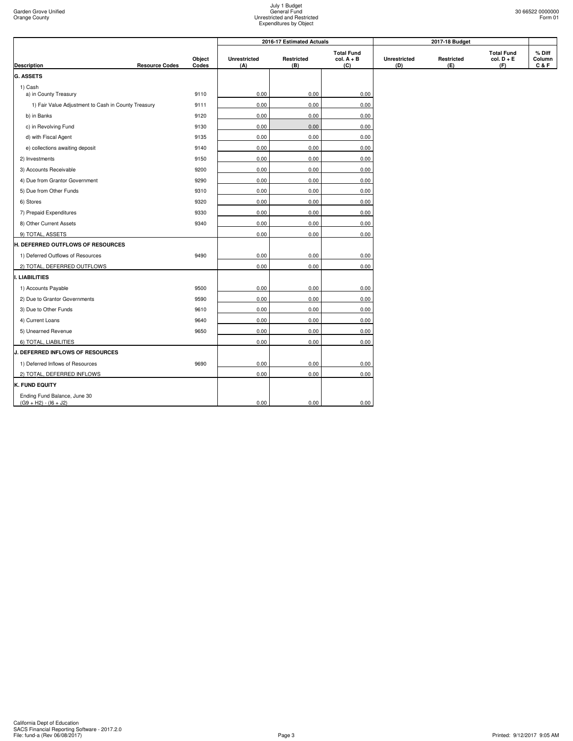Garden Grove Unified
Orange County

July 1 Budget
General Fund
Unrestricted and Restricted
Expenditures by Object

30 66522 0000000
Form 01

| Description | Resource Codes | Object Codes | 2016-17 Estimated Actuals Unrestricted (A) | Restricted (B) | Total Fund col. A + B (C) | 2017-18 Budget Unrestricted (D) | Restricted (E) | Total Fund col. D + E (F) | % Diff Column C & F |
|---|---|---|---|---|---|---|---|---|---|
| **G. ASSETS** | | | | | | | | | |
| 1) Cash a) in County Treasury | | 9110 | 0.00 | 0.00 | 0.00 | | | | |
| 1) Fair Value Adjustment to Cash in County Treasury | | 9111 | 0.00 | 0.00 | 0.00 | | | | |
| b) in Banks | | 9120 | 0.00 | 0.00 | 0.00 | | | | |
| c) in Revolving Fund | | 9130 | 0.00 | 0.00 | 0.00 | | | | |
| d) with Fiscal Agent | | 9135 | 0.00 | 0.00 | 0.00 | | | | |
| e) collections awaiting deposit | | 9140 | 0.00 | 0.00 | 0.00 | | | | |
| 2) Investments | | 9150 | 0.00 | 0.00 | 0.00 | | | | |
| 3) Accounts Receivable | | 9200 | 0.00 | 0.00 | 0.00 | | | | |
| 4) Due from Grantor Government | | 9290 | 0.00 | 0.00 | 0.00 | | | | |
| 5) Due from Other Funds | | 9310 | 0.00 | 0.00 | 0.00 | | | | |
| 6) Stores | | 9320 | 0.00 | 0.00 | 0.00 | | | | |
| 7) Prepaid Expenditures | | 9330 | 0.00 | 0.00 | 0.00 | | | | |
| 8) Other Current Assets | | 9340 | 0.00 | 0.00 | 0.00 | | | | |
| 9) TOTAL, ASSETS | | | 0.00 | 0.00 | 0.00 | | | | |
| **H. DEFERRED OUTFLOWS OF RESOURCES** | | | | | | | | | |
| 1) Deferred Outflows of Resources | | 9490 | 0.00 | 0.00 | 0.00 | | | | |
| 2) TOTAL, DEFERRED OUTFLOWS | | | 0.00 | 0.00 | 0.00 | | | | |
| **I. LIABILITIES** | | | | | | | | | |
| 1) Accounts Payable | | 9500 | 0.00 | 0.00 | 0.00 | | | | |
| 2) Due to Grantor Governments | | 9590 | 0.00 | 0.00 | 0.00 | | | | |
| 3) Due to Other Funds | | 9610 | 0.00 | 0.00 | 0.00 | | | | |
| 4) Current Loans | | 9640 | 0.00 | 0.00 | 0.00 | | | | |
| 5) Unearned Revenue | | 9650 | 0.00 | 0.00 | 0.00 | | | | |
| 6) TOTAL, LIABILITIES | | | 0.00 | 0.00 | 0.00 | | | | |
| **J. DEFERRED INFLOWS OF RESOURCES** | | | | | | | | | |
| 1) Deferred Inflows of Resources | | 9690 | 0.00 | 0.00 | 0.00 | | | | |
| 2) TOTAL, DEFERRED INFLOWS | | | 0.00 | 0.00 | 0.00 | | | | |
| **K. FUND EQUITY** | | | | | | | | | |
| Ending Fund Balance, June 30 (G9 + H2) - (I6 + J2) | | | 0.00 | 0.00 | 0.00 | | | | |

California Dept of Education
SACS Financial Reporting Software - 2017.2.0
File: fund-a (Rev 06/08/2017)

Printed: 9/12/2017 9:05 AM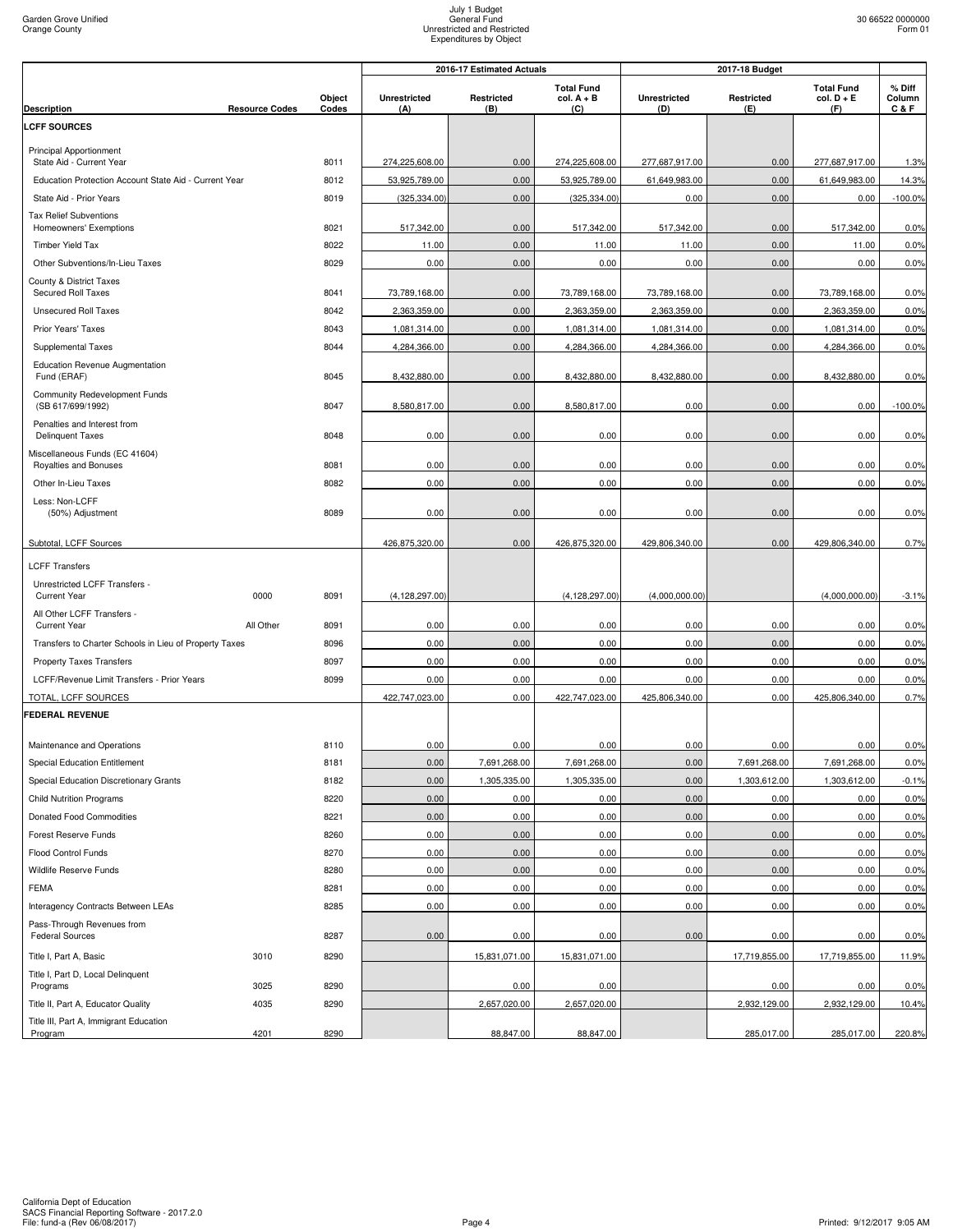Garden Grove Unified
Orange County

July 1 Budget
General Fund
Unrestricted and Restricted
Expenditures by Object

30 66522 0000000
Form 01

| Description | Resource Codes | Object Codes | 2016-17 Estimated Actuals Unrestricted (A) | Restricted (B) | Total Fund col. A + B (C) | 2017-18 Budget Unrestricted (D) | Restricted (E) | Total Fund col. D + E (F) | % Diff Column C & F |
|---|---|---|---|---|---|---|---|---|---|
| **LCFF SOURCES** | | | | | | | | | |
| Principal Apportionment State Aid - Current Year | | 8011 | 274,225,608.00 | 0.00 | 274,225,608.00 | 277,687,917.00 | 0.00 | 277,687,917.00 | 1.3% |
| Education Protection Account State Aid - Current Year | | 8012 | 53,925,789.00 | 0.00 | 53,925,789.00 | 61,649,983.00 | 0.00 | 61,649,983.00 | 14.3% |
| State Aid - Prior Years | | 8019 | (325,334.00) | 0.00 | (325,334.00) | 0.00 | 0.00 | 0.00 | -100.0% |
| Tax Relief Subventions Homeowners' Exemptions | | 8021 | 517,342.00 | 0.00 | 517,342.00 | 517,342.00 | 0.00 | 517,342.00 | 0.0% |
| Timber Yield Tax | | 8022 | 11.00 | 0.00 | 11.00 | 11.00 | 0.00 | 11.00 | 0.0% |
| Other Subventions/In-Lieu Taxes | | 8029 | 0.00 | 0.00 | 0.00 | 0.00 | 0.00 | 0.00 | 0.0% |
| County & District Taxes Secured Roll Taxes | | 8041 | 73,789,168.00 | 0.00 | 73,789,168.00 | 73,789,168.00 | 0.00 | 73,789,168.00 | 0.0% |
| Unsecured Roll Taxes | | 8042 | 2,363,359.00 | 0.00 | 2,363,359.00 | 2,363,359.00 | 0.00 | 2,363,359.00 | 0.0% |
| Prior Years' Taxes | | 8043 | 1,081,314.00 | 0.00 | 1,081,314.00 | 1,081,314.00 | 0.00 | 1,081,314.00 | 0.0% |
| Supplemental Taxes | | 8044 | 4,284,366.00 | 0.00 | 4,284,366.00 | 4,284,366.00 | 0.00 | 4,284,366.00 | 0.0% |
| Education Revenue Augmentation Fund (ERAF) | | 8045 | 8,432,880.00 | 0.00 | 8,432,880.00 | 8,432,880.00 | 0.00 | 8,432,880.00 | 0.0% |
| Community Redevelopment Funds (SB 617/699/1992) | | 8047 | 8,580,817.00 | 0.00 | 8,580,817.00 | 0.00 | 0.00 | 0.00 | -100.0% |
| Penalties and Interest from Delinquent Taxes | | 8048 | 0.00 | 0.00 | 0.00 | 0.00 | 0.00 | 0.00 | 0.0% |
| Miscellaneous Funds (EC 41604) Royalties and Bonuses | | 8081 | 0.00 | 0.00 | 0.00 | 0.00 | 0.00 | 0.00 | 0.0% |
| Other In-Lieu Taxes | | 8082 | 0.00 | 0.00 | 0.00 | 0.00 | 0.00 | 0.00 | 0.0% |
| Less: Non-LCFF (50%) Adjustment | | 8089 | 0.00 | 0.00 | 0.00 | 0.00 | 0.00 | 0.00 | 0.0% |
| Subtotal, LCFF Sources | | | 426,875,320.00 | 0.00 | 426,875,320.00 | 429,806,340.00 | 0.00 | 429,806,340.00 | 0.7% |
| LCFF Transfers | | | | | | | | | |
| Unrestricted LCFF Transfers - Current Year | 0000 | 8091 | (4,128,297.00) | | (4,128,297.00) | (4,000,000.00) | | (4,000,000.00) | -3.1% |
| All Other LCFF Transfers - Current Year | All Other | 8091 | 0.00 | 0.00 | 0.00 | 0.00 | 0.00 | 0.00 | 0.0% |
| Transfers to Charter Schools in Lieu of Property Taxes | | 8096 | 0.00 | 0.00 | 0.00 | 0.00 | 0.00 | 0.00 | 0.0% |
| Property Taxes Transfers | | 8097 | 0.00 | 0.00 | 0.00 | 0.00 | 0.00 | 0.00 | 0.0% |
| LCFF/Revenue Limit Transfers - Prior Years | | 8099 | 0.00 | 0.00 | 0.00 | 0.00 | 0.00 | 0.00 | 0.0% |
| TOTAL, LCFF SOURCES | | | 422,747,023.00 | 0.00 | 422,747,023.00 | 425,806,340.00 | 0.00 | 425,806,340.00 | 0.7% |
| **FEDERAL REVENUE** | | | | | | | | | |
| Maintenance and Operations | | 8110 | 0.00 | 0.00 | 0.00 | 0.00 | 0.00 | 0.00 | 0.0% |
| Special Education Entitlement | | 8181 | 0.00 | 7,691,268.00 | 7,691,268.00 | 0.00 | 7,691,268.00 | 7,691,268.00 | 0.0% |
| Special Education Discretionary Grants | | 8182 | 0.00 | 1,305,335.00 | 1,305,335.00 | 0.00 | 1,303,612.00 | 1,303,612.00 | -0.1% |
| Child Nutrition Programs | | 8220 | 0.00 | 0.00 | 0.00 | 0.00 | 0.00 | 0.00 | 0.0% |
| Donated Food Commodities | | 8221 | 0.00 | 0.00 | 0.00 | 0.00 | 0.00 | 0.00 | 0.0% |
| Forest Reserve Funds | | 8260 | 0.00 | 0.00 | 0.00 | 0.00 | 0.00 | 0.00 | 0.0% |
| Flood Control Funds | | 8270 | 0.00 | 0.00 | 0.00 | 0.00 | 0.00 | 0.00 | 0.0% |
| Wildlife Reserve Funds | | 8280 | 0.00 | 0.00 | 0.00 | 0.00 | 0.00 | 0.00 | 0.0% |
| FEMA | | 8281 | 0.00 | 0.00 | 0.00 | 0.00 | 0.00 | 0.00 | 0.0% |
| Interagency Contracts Between LEAs | | 8285 | 0.00 | 0.00 | 0.00 | 0.00 | 0.00 | 0.00 | 0.0% |
| Pass-Through Revenues from Federal Sources | | 8287 | 0.00 | 0.00 | 0.00 | 0.00 | 0.00 | 0.00 | 0.0% |
| Title I, Part A, Basic | 3010 | 8290 | | 15,831,071.00 | 15,831,071.00 | | 17,719,855.00 | 17,719,855.00 | 11.9% |
| Title I, Part D, Local Delinquent Programs | 3025 | 8290 | | 0.00 | 0.00 | | 0.00 | 0.00 | 0.0% |
| Title II, Part A, Educator Quality | 4035 | 8290 | | 2,657,020.00 | 2,657,020.00 | | 2,932,129.00 | 2,932,129.00 | 10.4% |
| Title III, Part A, Immigrant Education Program | 4201 | 8290 | | 88,847.00 | 88,847.00 | | 285,017.00 | 285,017.00 | 220.8% |

California Dept of Education
SACS Financial Reporting Software - 2017.2.0
File: fund-a (Rev 06/08/2017)
Printed: 9/12/2017 9:05 AM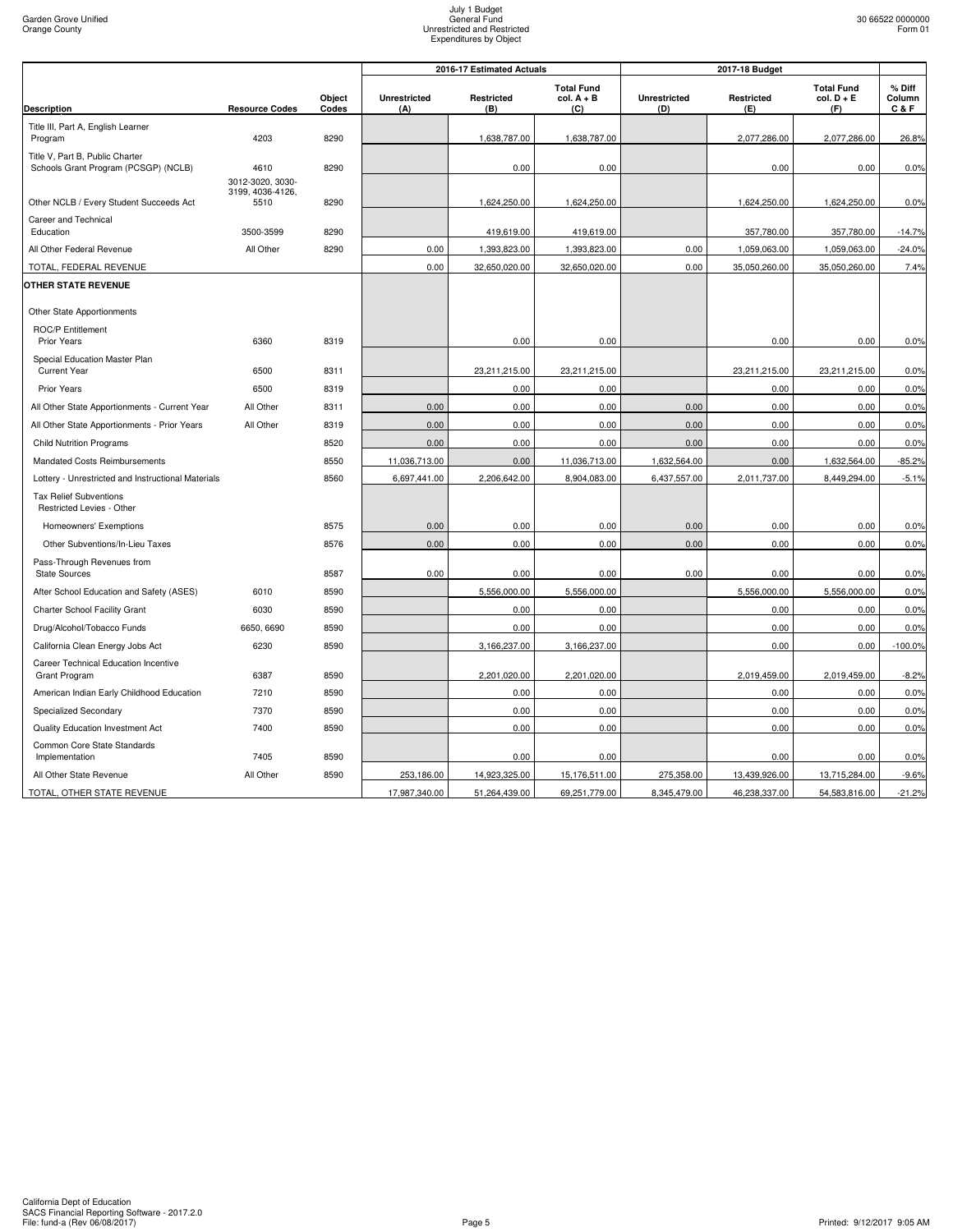| Description | Resource Codes | Object Codes | 2016-17 Estimated Actuals Unrestricted (A) | Restricted (B) | Total Fund col. A + B (C) | 2017-18 Budget Unrestricted (D) | Restricted (E) | Total Fund col. D + E (F) | % Diff Column C & F |
|---|---|---|---|---|---|---|---|---|---|
| Title III, Part A, English Learner Program | 4203 | 8290 | | 1,638,787.00 | 1,638,787.00 | | 2,077,286.00 | 2,077,286.00 | 26.8% |
| Title V, Part B, Public Charter Schools Grant Program (PCSGP) (NCLB) | 4610 | 8290 | | 0.00 | 0.00 | | 0.00 | 0.00 | 0.0% |
| Other NCLB / Every Student Succeeds Act | 3012-3020, 3030-3199, 4036-4126, 5510 | 8290 | | 1,624,250.00 | 1,624,250.00 | | 1,624,250.00 | 1,624,250.00 | 0.0% |
| Career and Technical Education | 3500-3599 | 8290 | | 419,619.00 | 419,619.00 | | 357,780.00 | 357,780.00 | -14.7% |
| All Other Federal Revenue | All Other | 8290 | 0.00 | 1,393,823.00 | 1,393,823.00 | 0.00 | 1,059,063.00 | 1,059,063.00 | -24.0% |
| TOTAL, FEDERAL REVENUE | | | 0.00 | 32,650,020.00 | 32,650,020.00 | 0.00 | 35,050,260.00 | 35,050,260.00 | 7.4% |
| **OTHER STATE REVENUE** | | | | | | | | | |
| Other State Apportionments | | | | | | | | | |
| ROC/P Entitlement Prior Years | 6360 | 8319 | | 0.00 | 0.00 | | 0.00 | 0.00 | 0.0% |
| Special Education Master Plan Current Year | 6500 | 8311 | | 23,211,215.00 | 23,211,215.00 | | 23,211,215.00 | 23,211,215.00 | 0.0% |
| Prior Years | 6500 | 8319 | | 0.00 | 0.00 | | 0.00 | 0.00 | 0.0% |
| All Other State Apportionments - Current Year | All Other | 8311 | 0.00 | 0.00 | 0.00 | 0.00 | 0.00 | 0.00 | 0.0% |
| All Other State Apportionments - Prior Years | All Other | 8319 | 0.00 | 0.00 | 0.00 | 0.00 | 0.00 | 0.00 | 0.0% |
| Child Nutrition Programs | | 8520 | 0.00 | 0.00 | 0.00 | 0.00 | 0.00 | 0.00 | 0.0% |
| Mandated Costs Reimbursements | | 8550 | 11,036,713.00 | 0.00 | 11,036,713.00 | 1,632,564.00 | 0.00 | 1,632,564.00 | -85.2% |
| Lottery - Unrestricted and Instructional Materials | | 8560 | 6,697,441.00 | 2,206,642.00 | 8,904,083.00 | 6,437,557.00 | 2,011,737.00 | 8,449,294.00 | -5.1% |
| Tax Relief Subventions Restricted Levies - Other | | | | | | | | | |
| Homeowners' Exemptions | | 8575 | 0.00 | 0.00 | 0.00 | 0.00 | 0.00 | 0.00 | 0.0% |
| Other Subventions/In-Lieu Taxes | | 8576 | 0.00 | 0.00 | 0.00 | 0.00 | 0.00 | 0.00 | 0.0% |
| Pass-Through Revenues from State Sources | | 8587 | 0.00 | 0.00 | 0.00 | 0.00 | 0.00 | 0.00 | 0.0% |
| After School Education and Safety (ASES) | 6010 | 8590 | | 5,556,000.00 | 5,556,000.00 | | 5,556,000.00 | 5,556,000.00 | 0.0% |
| Charter School Facility Grant | 6030 | 8590 | | 0.00 | 0.00 | | 0.00 | 0.00 | 0.0% |
| Drug/Alcohol/Tobacco Funds | 6650, 6690 | 8590 | | 0.00 | 0.00 | | 0.00 | 0.00 | 0.0% |
| California Clean Energy Jobs Act | 6230 | 8590 | | 3,166,237.00 | 3,166,237.00 | | 0.00 | 0.00 | -100.0% |
| Career Technical Education Incentive Grant Program | 6387 | 8590 | | 2,201,020.00 | 2,201,020.00 | | 2,019,459.00 | 2,019,459.00 | -8.2% |
| American Indian Early Childhood Education | 7210 | 8590 | | 0.00 | 0.00 | | 0.00 | 0.00 | 0.0% |
| Specialized Secondary | 7370 | 8590 | | 0.00 | 0.00 | | 0.00 | 0.00 | 0.0% |
| Quality Education Investment Act | 7400 | 8590 | | 0.00 | 0.00 | | 0.00 | 0.00 | 0.0% |
| Common Core State Standards Implementation | 7405 | 8590 | | 0.00 | 0.00 | | 0.00 | 0.00 | 0.0% |
| All Other State Revenue | All Other | 8590 | 253,186.00 | 14,923,325.00 | 15,176,511.00 | 275,358.00 | 13,439,926.00 | 13,715,284.00 | -9.6% |
| TOTAL, OTHER STATE REVENUE | | | 17,987,340.00 | 51,264,439.00 | 69,251,779.00 | 8,345,479.00 | 46,238,337.00 | 54,583,816.00 | -21.2% |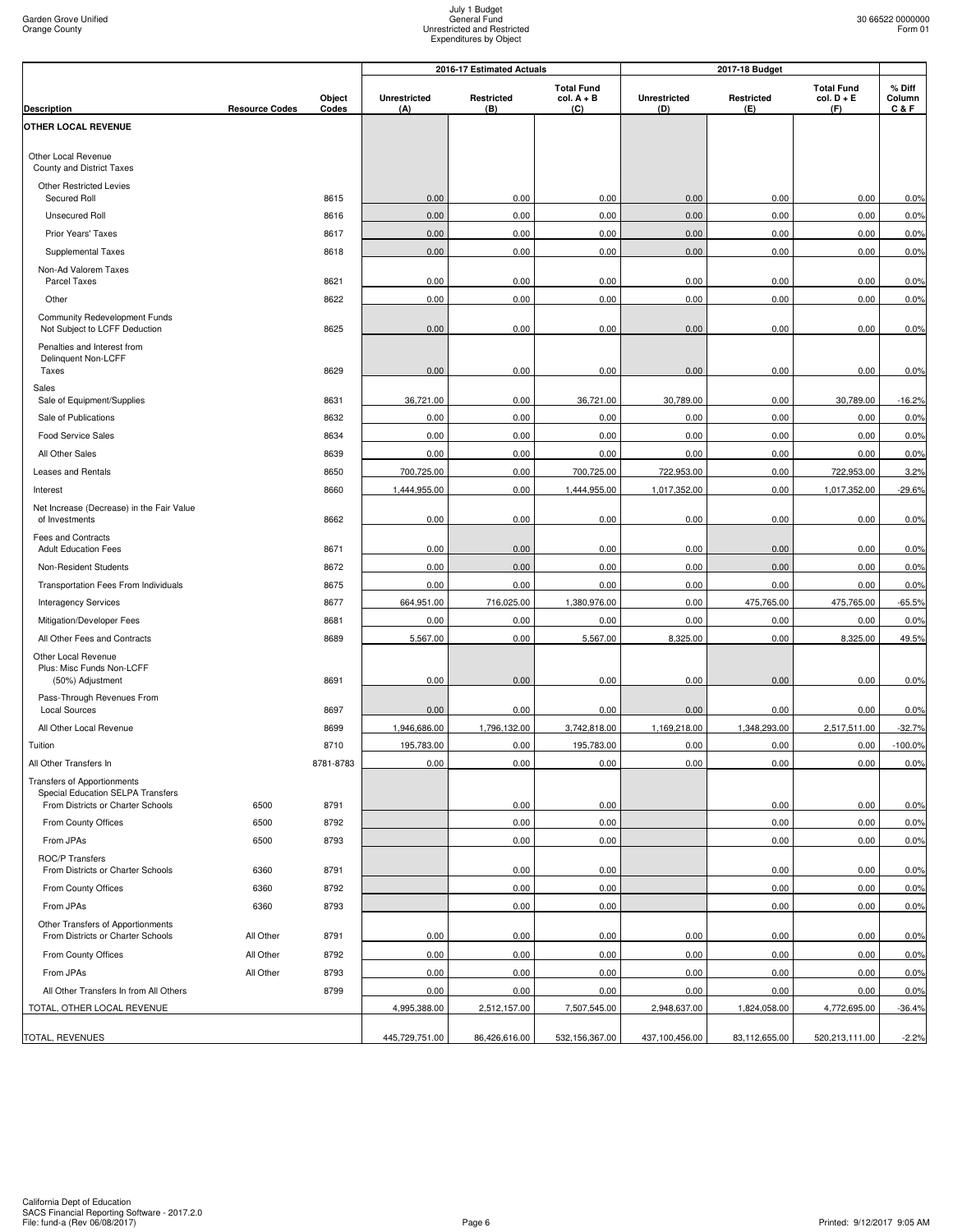Garden Grove Unified
Orange County

July 1 Budget
General Fund
Unrestricted and Restricted
Expenditures by Object

30 66522 0000000
Form 01

| Description | Resource Codes | Object Codes | 2016-17 Estimated Actuals Unrestricted (A) | Restricted (B) | Total Fund col. A + B (C) | 2017-18 Budget Unrestricted (D) | Restricted (E) | Total Fund col. D + E (F) | % Diff Column C & F |
|---|---|---|---|---|---|---|---|---|---|
| **OTHER LOCAL REVENUE** | | | | | | | | | |
| Other Local Revenue | | | | | | | | | |
| County and District Taxes | | | | | | | | | |
| Other Restricted Levies | | | | | | | | | |
| Secured Roll | | 8615 | 0.00 | 0.00 | 0.00 | 0.00 | 0.00 | 0.00 | 0.0% |
| Unsecured Roll | | 8616 | 0.00 | 0.00 | 0.00 | 0.00 | 0.00 | 0.00 | 0.0% |
| Prior Years' Taxes | | 8617 | 0.00 | 0.00 | 0.00 | 0.00 | 0.00 | 0.00 | 0.0% |
| Supplemental Taxes | | 8618 | 0.00 | 0.00 | 0.00 | 0.00 | 0.00 | 0.00 | 0.0% |
| Non-Ad Valorem Taxes Parcel Taxes | | 8621 | 0.00 | 0.00 | 0.00 | 0.00 | 0.00 | 0.00 | 0.0% |
| Other | | 8622 | 0.00 | 0.00 | 0.00 | 0.00 | 0.00 | 0.00 | 0.0% |
| Community Redevelopment Funds Not Subject to LCFF Deduction | | 8625 | 0.00 | 0.00 | 0.00 | 0.00 | 0.00 | 0.00 | 0.0% |
| Penalties and Interest from Delinquent Non-LCFF Taxes | | 8629 | 0.00 | 0.00 | 0.00 | 0.00 | 0.00 | 0.00 | 0.0% |
| Sales | | | | | | | | | |
| Sale of Equipment/Supplies | | 8631 | 36,721.00 | 0.00 | 36,721.00 | 30,789.00 | 0.00 | 30,789.00 | -16.2% |
| Sale of Publications | | 8632 | 0.00 | 0.00 | 0.00 | 0.00 | 0.00 | 0.00 | 0.0% |
| Food Service Sales | | 8634 | 0.00 | 0.00 | 0.00 | 0.00 | 0.00 | 0.00 | 0.0% |
| All Other Sales | | 8639 | 0.00 | 0.00 | 0.00 | 0.00 | 0.00 | 0.00 | 0.0% |
| Leases and Rentals | | 8650 | 700,725.00 | 0.00 | 700,725.00 | 722,953.00 | 0.00 | 722,953.00 | 3.2% |
| Interest | | 8660 | 1,444,955.00 | 0.00 | 1,444,955.00 | 1,017,352.00 | 0.00 | 1,017,352.00 | -29.6% |
| Net Increase (Decrease) in the Fair Value of Investments | | 8662 | 0.00 | 0.00 | 0.00 | 0.00 | 0.00 | 0.00 | 0.0% |
| Fees and Contracts | | | | | | | | | |
| Adult Education Fees | | 8671 | 0.00 | 0.00 | 0.00 | 0.00 | 0.00 | 0.00 | 0.0% |
| Non-Resident Students | | 8672 | 0.00 | 0.00 | 0.00 | 0.00 | 0.00 | 0.00 | 0.0% |
| Transportation Fees From Individuals | | 8675 | 0.00 | 0.00 | 0.00 | 0.00 | 0.00 | 0.00 | 0.0% |
| Interagency Services | | 8677 | 664,951.00 | 716,025.00 | 1,380,976.00 | 0.00 | 475,765.00 | 475,765.00 | -65.5% |
| Mitigation/Developer Fees | | 8681 | 0.00 | 0.00 | 0.00 | 0.00 | 0.00 | 0.00 | 0.0% |
| All Other Fees and Contracts | | 8689 | 5,567.00 | 0.00 | 5,567.00 | 8,325.00 | 0.00 | 8,325.00 | 49.5% |
| Other Local Revenue Plus: Misc Funds Non-LCFF (50%) Adjustment | | 8691 | 0.00 | 0.00 | 0.00 | 0.00 | 0.00 | 0.00 | 0.0% |
| Pass-Through Revenues From Local Sources | | 8697 | 0.00 | 0.00 | 0.00 | 0.00 | 0.00 | 0.00 | 0.0% |
| All Other Local Revenue | | 8699 | 1,946,686.00 | 1,796,132.00 | 3,742,818.00 | 1,169,218.00 | 1,348,293.00 | 2,517,511.00 | -32.7% |
| Tuition | | 8710 | 195,783.00 | 0.00 | 195,783.00 | 0.00 | 0.00 | 0.00 | -100.0% |
| All Other Transfers In | | 8781-8783 | 0.00 | 0.00 | 0.00 | 0.00 | 0.00 | 0.00 | 0.0% |
| Transfers of Apportionments | | | | | | | | | |
| Special Education SELPA Transfers From Districts or Charter Schools | 6500 | 8791 | | 0.00 | 0.00 | | 0.00 | 0.00 | 0.0% |
| From County Offices | 6500 | 8792 | | 0.00 | 0.00 | | 0.00 | 0.00 | 0.0% |
| From JPAs | 6500 | 8793 | | 0.00 | 0.00 | | 0.00 | 0.00 | 0.0% |
| ROC/P Transfers From Districts or Charter Schools | 6360 | 8791 | | 0.00 | 0.00 | | 0.00 | 0.00 | 0.0% |
| From County Offices | 6360 | 8792 | | 0.00 | 0.00 | | 0.00 | 0.00 | 0.0% |
| From JPAs | 6360 | 8793 | | 0.00 | 0.00 | | 0.00 | 0.00 | 0.0% |
| Other Transfers of Apportionments From Districts or Charter Schools | All Other | 8791 | 0.00 | 0.00 | 0.00 | 0.00 | 0.00 | 0.00 | 0.0% |
| From County Offices | All Other | 8792 | 0.00 | 0.00 | 0.00 | 0.00 | 0.00 | 0.00 | 0.0% |
| From JPAs | All Other | 8793 | 0.00 | 0.00 | 0.00 | 0.00 | 0.00 | 0.00 | 0.0% |
| All Other Transfers In from All Others | | 8799 | 0.00 | 0.00 | 0.00 | 0.00 | 0.00 | 0.00 | 0.0% |
| TOTAL, OTHER LOCAL REVENUE | | | 4,995,388.00 | 2,512,157.00 | 7,507,545.00 | 2,948,637.00 | 1,824,058.00 | 4,772,695.00 | -36.4% |
| TOTAL, REVENUES | | | 445,729,751.00 | 86,426,616.00 | 532,156,367.00 | 437,100,456.00 | 83,112,655.00 | 520,213,111.00 | -2.2% |

California Dept of Education
SACS Financial Reporting Software - 2017.2.0
File: fund-a (Rev 06/08/2017)

Printed: 9/12/2017 9:05 AM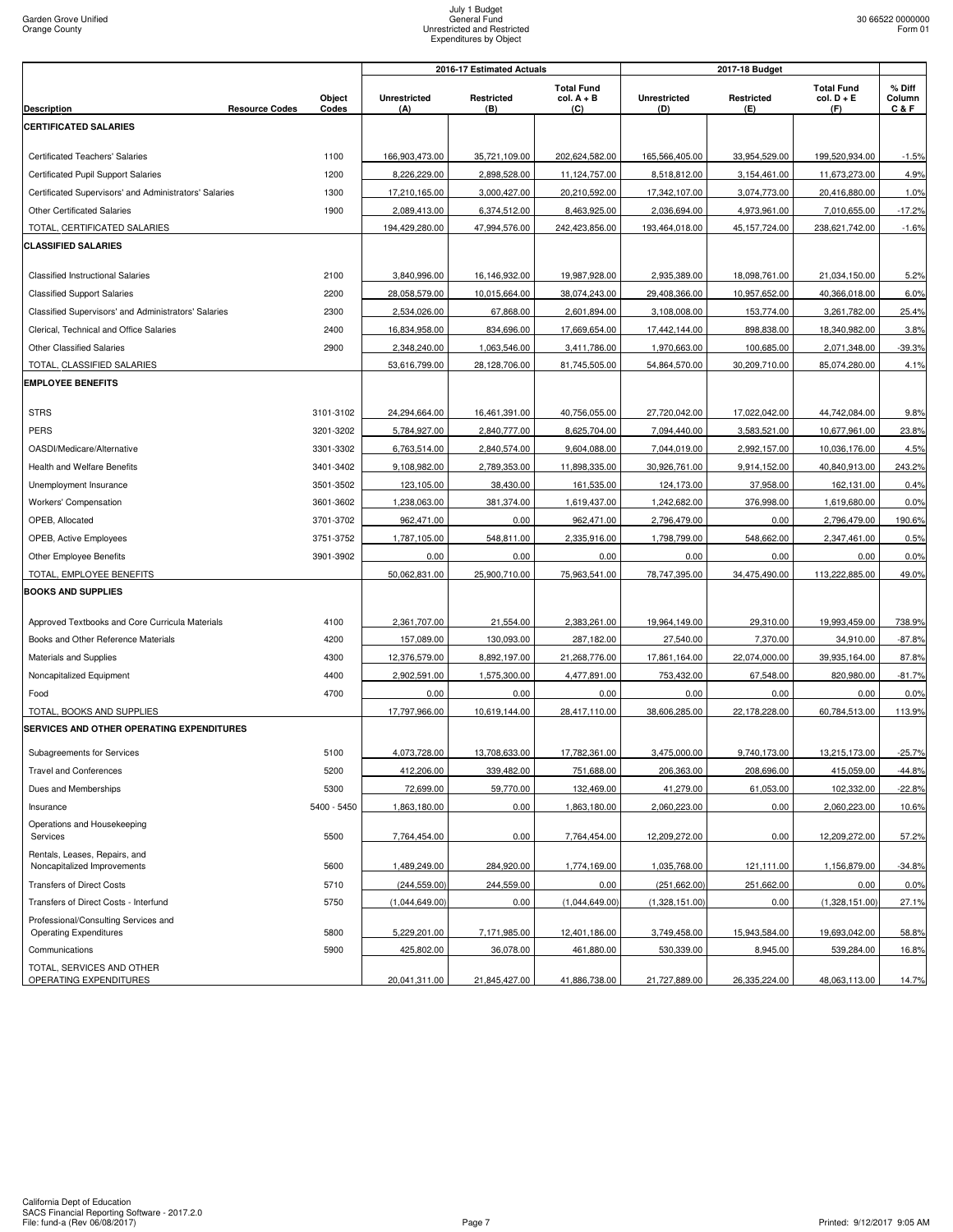Garden Grove Unified
Orange County

July 1 Budget
General Fund
Unrestricted and Restricted
Expenditures by Object

30 66522 0000000
Form 01

| Description | Resource Codes | Object Codes | 2016-17 Estimated Actuals Unrestricted (A) | Restricted (B) | Total Fund col. A + B (C) | 2017-18 Budget Unrestricted (D) | Restricted (E) | Total Fund col. D + E (F) | % Diff Column C & F |
|---|---|---|---|---|---|---|---|---|---|
| **CERTIFICATED SALARIES** | | | | | | | | | |
| Certificated Teachers' Salaries | | 1100 | 166,903,473.00 | 35,721,109.00 | 202,624,582.00 | 165,566,405.00 | 33,954,529.00 | 199,520,934.00 | -1.5% |
| Certificated Pupil Support Salaries | | 1200 | 8,226,229.00 | 2,898,528.00 | 11,124,757.00 | 8,518,812.00 | 3,154,461.00 | 11,673,273.00 | 4.9% |
| Certificated Supervisors' and Administrators' Salaries | | 1300 | 17,210,165.00 | 3,000,427.00 | 20,210,592.00 | 17,342,107.00 | 3,074,773.00 | 20,416,880.00 | 1.0% |
| Other Certificated Salaries | | 1900 | 2,089,413.00 | 6,374,512.00 | 8,463,925.00 | 2,036,694.00 | 4,973,961.00 | 7,010,655.00 | -17.2% |
| TOTAL, CERTIFICATED SALARIES | | | 194,429,280.00 | 47,994,576.00 | 242,423,856.00 | 193,464,018.00 | 45,157,724.00 | 238,621,742.00 | -1.6% |
| **CLASSIFIED SALARIES** | | | | | | | | | |
| Classified Instructional Salaries | | 2100 | 3,840,996.00 | 16,146,932.00 | 19,987,928.00 | 2,935,389.00 | 18,098,761.00 | 21,034,150.00 | 5.2% |
| Classified Support Salaries | | 2200 | 28,058,579.00 | 10,015,664.00 | 38,074,243.00 | 29,408,366.00 | 10,957,652.00 | 40,366,018.00 | 6.0% |
| Classified Supervisors' and Administrators' Salaries | | 2300 | 2,534,026.00 | 67,868.00 | 2,601,894.00 | 3,108,008.00 | 153,774.00 | 3,261,782.00 | 25.4% |
| Clerical, Technical and Office Salaries | | 2400 | 16,834,958.00 | 834,696.00 | 17,669,654.00 | 17,442,144.00 | 898,838.00 | 18,340,982.00 | 3.8% |
| Other Classified Salaries | | 2900 | 2,348,240.00 | 1,063,546.00 | 3,411,786.00 | 1,970,663.00 | 100,685.00 | 2,071,348.00 | -39.3% |
| TOTAL, CLASSIFIED SALARIES | | | 53,616,799.00 | 28,128,706.00 | 81,745,505.00 | 54,864,570.00 | 30,209,710.00 | 85,074,280.00 | 4.1% |
| **EMPLOYEE BENEFITS** | | | | | | | | | |
| STRS | | 3101-3102 | 24,294,664.00 | 16,461,391.00 | 40,756,055.00 | 27,720,042.00 | 17,022,042.00 | 44,742,084.00 | 9.8% |
| PERS | | 3201-3202 | 5,784,927.00 | 2,840,777.00 | 8,625,704.00 | 7,094,440.00 | 3,583,521.00 | 10,677,961.00 | 23.8% |
| OASDI/Medicare/Alternative | | 3301-3302 | 6,763,514.00 | 2,840,574.00 | 9,604,088.00 | 7,044,019.00 | 2,992,157.00 | 10,036,176.00 | 4.5% |
| Health and Welfare Benefits | | 3401-3402 | 9,108,982.00 | 2,789,353.00 | 11,898,335.00 | 30,926,761.00 | 9,914,152.00 | 40,840,913.00 | 243.2% |
| Unemployment Insurance | | 3501-3502 | 123,105.00 | 38,430.00 | 161,535.00 | 124,173.00 | 37,958.00 | 162,131.00 | 0.4% |
| Workers' Compensation | | 3601-3602 | 1,238,063.00 | 381,374.00 | 1,619,437.00 | 1,242,682.00 | 376,998.00 | 1,619,680.00 | 0.0% |
| OPEB, Allocated | | 3701-3702 | 962,471.00 | 0.00 | 962,471.00 | 2,796,479.00 | 0.00 | 2,796,479.00 | 190.6% |
| OPEB, Active Employees | | 3751-3752 | 1,787,105.00 | 548,811.00 | 2,335,916.00 | 1,798,799.00 | 548,662.00 | 2,347,461.00 | 0.5% |
| Other Employee Benefits | | 3901-3902 | 0.00 | 0.00 | 0.00 | 0.00 | 0.00 | 0.00 | 0.0% |
| TOTAL, EMPLOYEE BENEFITS | | | 50,062,831.00 | 25,900,710.00 | 75,963,541.00 | 78,747,395.00 | 34,475,490.00 | 113,222,885.00 | 49.0% |
| **BOOKS AND SUPPLIES** | | | | | | | | | |
| Approved Textbooks and Core Curricula Materials | | 4100 | 2,361,707.00 | 21,554.00 | 2,383,261.00 | 19,964,149.00 | 29,310.00 | 19,993,459.00 | 738.9% |
| Books and Other Reference Materials | | 4200 | 157,089.00 | 130,093.00 | 287,182.00 | 27,540.00 | 7,370.00 | 34,910.00 | -87.8% |
| Materials and Supplies | | 4300 | 12,376,579.00 | 8,892,197.00 | 21,268,776.00 | 17,861,164.00 | 22,074,000.00 | 39,935,164.00 | 87.8% |
| Noncapitalized Equipment | | 4400 | 2,902,591.00 | 1,575,300.00 | 4,477,891.00 | 753,432.00 | 67,548.00 | 820,980.00 | -81.7% |
| Food | | 4700 | 0.00 | 0.00 | 0.00 | 0.00 | 0.00 | 0.00 | 0.0% |
| TOTAL, BOOKS AND SUPPLIES | | | 17,797,966.00 | 10,619,144.00 | 28,417,110.00 | 38,606,285.00 | 22,178,228.00 | 60,784,513.00 | 113.9% |
| **SERVICES AND OTHER OPERATING EXPENDITURES** | | | | | | | | | |
| Subagreements for Services | | 5100 | 4,073,728.00 | 13,708,633.00 | 17,782,361.00 | 3,475,000.00 | 9,740,173.00 | 13,215,173.00 | -25.7% |
| Travel and Conferences | | 5200 | 412,206.00 | 339,482.00 | 751,688.00 | 206,363.00 | 208,696.00 | 415,059.00 | -44.8% |
| Dues and Memberships | | 5300 | 72,699.00 | 59,770.00 | 132,469.00 | 41,279.00 | 61,053.00 | 102,332.00 | -22.8% |
| Insurance | | 5400 - 5450 | 1,863,180.00 | 0.00 | 1,863,180.00 | 2,060,223.00 | 0.00 | 2,060,223.00 | 10.6% |
| Operations and Housekeeping Services | | 5500 | 7,764,454.00 | 0.00 | 7,764,454.00 | 12,209,272.00 | 0.00 | 12,209,272.00 | 57.2% |
| Rentals, Leases, Repairs, and Noncapitalized Improvements | | 5600 | 1,489,249.00 | 284,920.00 | 1,774,169.00 | 1,035,768.00 | 121,111.00 | 1,156,879.00 | -34.8% |
| Transfers of Direct Costs | | 5710 | (244,559.00) | 244,559.00 | 0.00 | (251,662.00) | 251,662.00 | 0.00 | 0.0% |
| Transfers of Direct Costs - Interfund | | 5750 | (1,044,649.00) | 0.00 | (1,044,649.00) | (1,328,151.00) | 0.00 | (1,328,151.00) | 27.1% |
| Professional/Consulting Services and Operating Expenditures | | 5800 | 5,229,201.00 | 7,171,985.00 | 12,401,186.00 | 3,749,458.00 | 15,943,584.00 | 19,693,042.00 | 58.8% |
| Communications | | 5900 | 425,802.00 | 36,078.00 | 461,880.00 | 530,339.00 | 8,945.00 | 539,284.00 | 16.8% |
| TOTAL, SERVICES AND OTHER OPERATING EXPENDITURES | | | 20,041,311.00 | 21,845,427.00 | 41,886,738.00 | 21,727,889.00 | 26,335,224.00 | 48,063,113.00 | 14.7% |

California Dept of Education
SACS Financial Reporting Software - 2017.2.0
File: fund-a (Rev 06/08/2017)

Printed: 9/12/2017 9:05 AM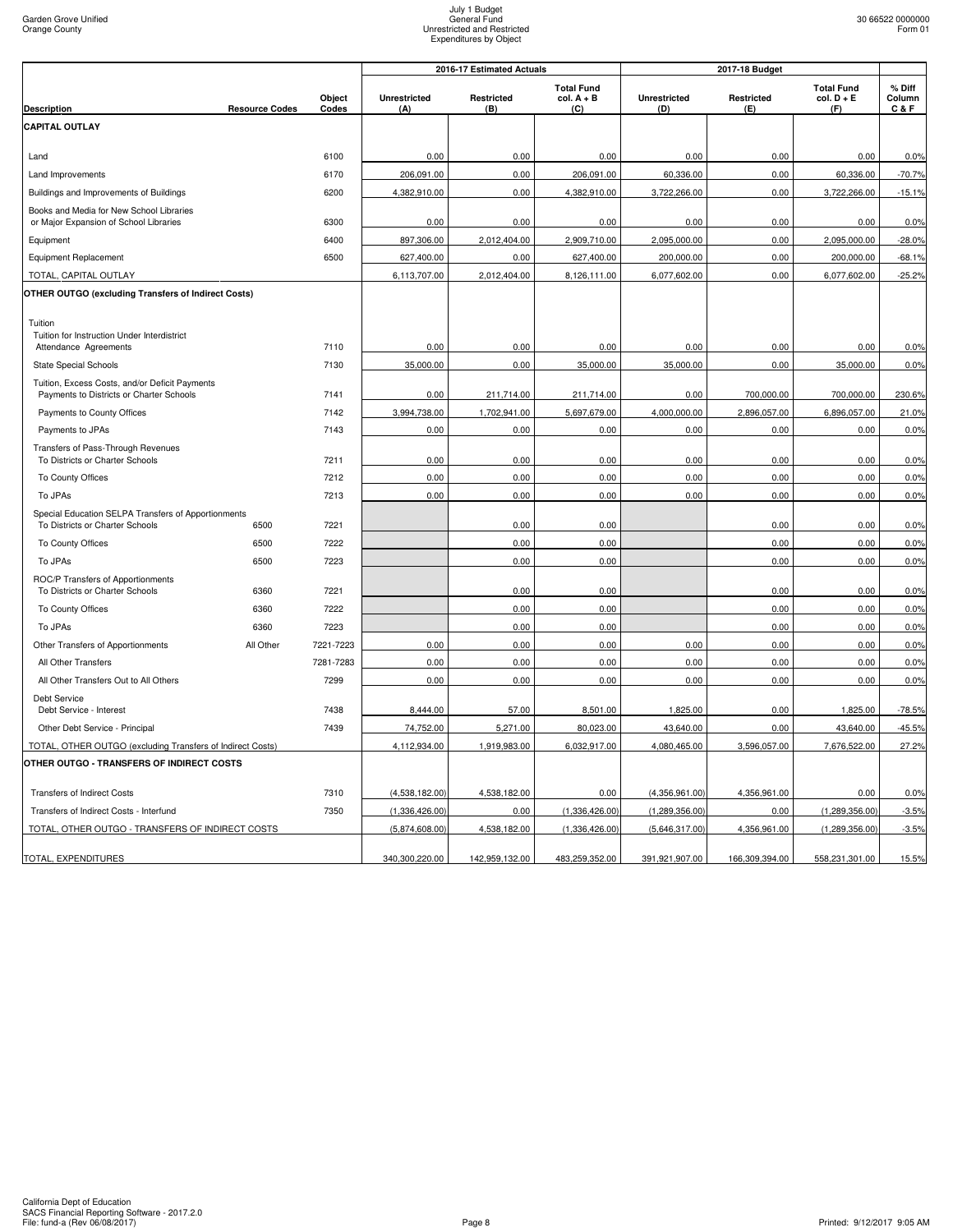Garden Grove Unified
Orange County

July 1 Budget
General Fund
Unrestricted and Restricted
Expenditures by Object

30 66522 0000000
Form 01

| Description | Resource Codes | Object Codes | 2016-17 Estimated Actuals Unrestricted (A) | 2016-17 Estimated Actuals Restricted (B) | 2016-17 Estimated Actuals Total Fund col. A + B (C) | 2017-18 Budget Unrestricted (D) | 2017-18 Budget Restricted (E) | 2017-18 Budget Total Fund col. D + E (F) | % Diff Column C & F |
|---|---|---|---|---|---|---|---|---|---|
| **CAPITAL OUTLAY** | | | | | | | | | |
| Land | | 6100 | 0.00 | 0.00 | 0.00 | 0.00 | 0.00 | 0.00 | 0.0% |
| Land Improvements | | 6170 | 206,091.00 | 0.00 | 206,091.00 | 60,336.00 | 0.00 | 60,336.00 | -70.7% |
| Buildings and Improvements of Buildings | | 6200 | 4,382,910.00 | 0.00 | 4,382,910.00 | 3,722,266.00 | 0.00 | 3,722,266.00 | -15.1% |
| Books and Media for New School Libraries or Major Expansion of School Libraries | | 6300 | 0.00 | 0.00 | 0.00 | 0.00 | 0.00 | 0.00 | 0.0% |
| Equipment | | 6400 | 897,306.00 | 2,012,404.00 | 2,909,710.00 | 2,095,000.00 | 0.00 | 2,095,000.00 | -28.0% |
| Equipment Replacement | | 6500 | 627,400.00 | 0.00 | 627,400.00 | 200,000.00 | 0.00 | 200,000.00 | -68.1% |
| TOTAL, CAPITAL OUTLAY | | | 6,113,707.00 | 2,012,404.00 | 8,126,111.00 | 6,077,602.00 | 0.00 | 6,077,602.00 | -25.2% |
| **OTHER OUTGO (excluding Transfers of Indirect Costs)** | | | | | | | | | |
| Tuition | | | | | | | | | |
| Tuition for Instruction Under Interdistrict Attendance Agreements | | 7110 | 0.00 | 0.00 | 0.00 | 0.00 | 0.00 | 0.00 | 0.0% |
| State Special Schools | | 7130 | 35,000.00 | 0.00 | 35,000.00 | 35,000.00 | 0.00 | 35,000.00 | 0.0% |
| Tuition, Excess Costs, and/or Deficit Payments Payments to Districts or Charter Schools | | 7141 | 0.00 | 211,714.00 | 211,714.00 | 0.00 | 700,000.00 | 700,000.00 | 230.6% |
| Payments to County Offices | | 7142 | 3,994,738.00 | 1,702,941.00 | 5,697,679.00 | 4,000,000.00 | 2,896,057.00 | 6,896,057.00 | 21.0% |
| Payments to JPAs | | 7143 | 0.00 | 0.00 | 0.00 | 0.00 | 0.00 | 0.00 | 0.0% |
| Transfers of Pass-Through Revenues To Districts or Charter Schools | | 7211 | 0.00 | 0.00 | 0.00 | 0.00 | 0.00 | 0.00 | 0.0% |
| To County Offices | | 7212 | 0.00 | 0.00 | 0.00 | 0.00 | 0.00 | 0.00 | 0.0% |
| To JPAs | | 7213 | 0.00 | 0.00 | 0.00 | 0.00 | 0.00 | 0.00 | 0.0% |
| Special Education SELPA Transfers of Apportionments To Districts or Charter Schools | 6500 | 7221 | | 0.00 | 0.00 | | 0.00 | 0.00 | 0.0% |
| To County Offices | 6500 | 7222 | | 0.00 | 0.00 | | 0.00 | 0.00 | 0.0% |
| To JPAs | 6500 | 7223 | | 0.00 | 0.00 | | 0.00 | 0.00 | 0.0% |
| ROC/P Transfers of Apportionments To Districts or Charter Schools | 6360 | 7221 | | 0.00 | 0.00 | | 0.00 | 0.00 | 0.0% |
| To County Offices | 6360 | 7222 | | 0.00 | 0.00 | | 0.00 | 0.00 | 0.0% |
| To JPAs | 6360 | 7223 | | 0.00 | 0.00 | | 0.00 | 0.00 | 0.0% |
| Other Transfers of Apportionments | All Other | 7221-7223 | 0.00 | 0.00 | 0.00 | 0.00 | 0.00 | 0.00 | 0.0% |
| All Other Transfers | | 7281-7283 | 0.00 | 0.00 | 0.00 | 0.00 | 0.00 | 0.00 | 0.0% |
| All Other Transfers Out to All Others | | 7299 | 0.00 | 0.00 | 0.00 | 0.00 | 0.00 | 0.00 | 0.0% |
| Debt Service Debt Service - Interest | | 7438 | 8,444.00 | 57.00 | 8,501.00 | 1,825.00 | 0.00 | 1,825.00 | -78.5% |
| Other Debt Service - Principal | | 7439 | 74,752.00 | 5,271.00 | 80,023.00 | 43,640.00 | 0.00 | 43,640.00 | -45.5% |
| TOTAL, OTHER OUTGO (excluding Transfers of Indirect Costs) | | | 4,112,934.00 | 1,919,983.00 | 6,032,917.00 | 4,080,465.00 | 3,596,057.00 | 7,676,522.00 | 27.2% |
| **OTHER OUTGO - TRANSFERS OF INDIRECT COSTS** | | | | | | | | | |
| Transfers of Indirect Costs | | 7310 | (4,538,182.00) | 4,538,182.00 | 0.00 | (4,356,961.00) | 4,356,961.00 | 0.00 | 0.0% |
| Transfers of Indirect Costs - Interfund | | 7350 | (1,336,426.00) | 0.00 | (1,336,426.00) | (1,289,356.00) | 0.00 | (1,289,356.00) | -3.5% |
| TOTAL, OTHER OUTGO - TRANSFERS OF INDIRECT COSTS | | | (5,874,608.00) | 4,538,182.00 | (1,336,426.00) | (5,646,317.00) | 4,356,961.00 | (1,289,356.00) | -3.5% |
| TOTAL, EXPENDITURES | | | 340,300,220.00 | 142,959,132.00 | 483,259,352.00 | 391,921,907.00 | 166,309,394.00 | 558,231,301.00 | 15.5% |

California Dept of Education
SACS Financial Reporting Software - 2017.2.0
File: fund-a (Rev 06/08/2017)

Printed: 9/12/2017 9:05 AM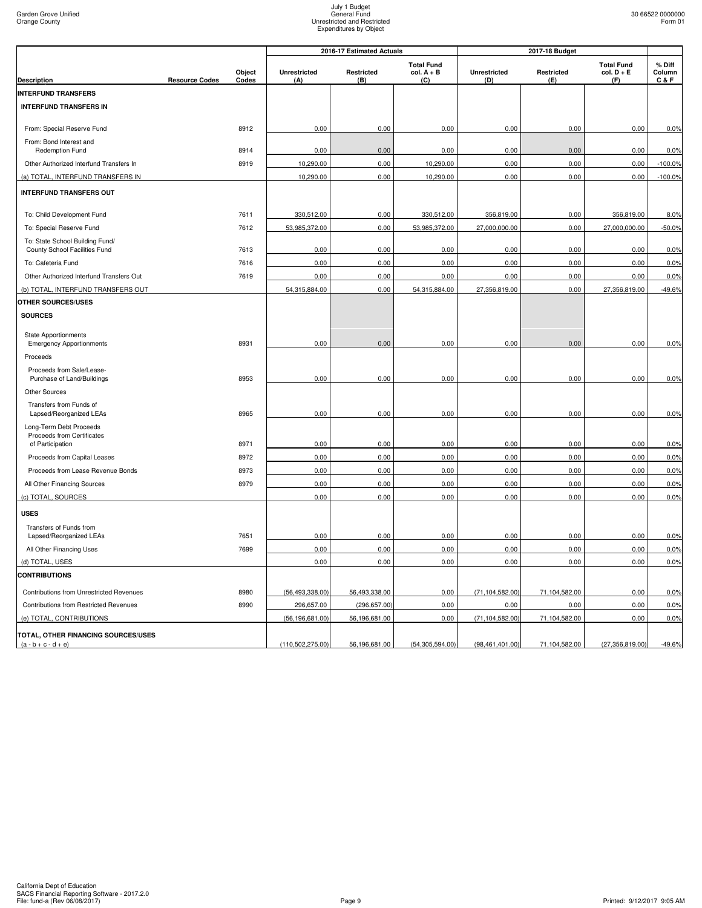Garden Grove Unified
Orange County

July 1 Budget
General Fund
Unrestricted and Restricted
Expenditures by Object

30 66522 0000000
Form 01

| | | | 2016-17 Estimated Actuals | | | 2017-18 Budget | | | |
|---|---|---|---|---|---|---|---|---|---|
| Description | Resource Codes | Object Codes | Unrestricted (A) | Restricted (B) | Total Fund col. A + B (C) | Unrestricted (D) | Restricted (E) | Total Fund col. D + E (F) | % Diff Column C & F |
| **INTERFUND TRANSFERS** | | | | | | | | | |
| **INTERFUND TRANSFERS IN** | | | | | | | | | |
| From: Special Reserve Fund | | 8912 | 0.00 | 0.00 | 0.00 | 0.00 | 0.00 | 0.00 | 0.0% |
| From: Bond Interest and Redemption Fund | | 8914 | 0.00 | 0.00 | 0.00 | 0.00 | 0.00 | 0.00 | 0.0% |
| Other Authorized Interfund Transfers In | | 8919 | 10,290.00 | 0.00 | 10,290.00 | 0.00 | 0.00 | 0.00 | -100.0% |
| (a) TOTAL, INTERFUND TRANSFERS IN | | | 10,290.00 | 0.00 | 10,290.00 | 0.00 | 0.00 | 0.00 | -100.0% |
| **INTERFUND TRANSFERS OUT** | | | | | | | | | |
| To: Child Development Fund | | 7611 | 330,512.00 | 0.00 | 330,512.00 | 356,819.00 | 0.00 | 356,819.00 | 8.0% |
| To: Special Reserve Fund | | 7612 | 53,985,372.00 | 0.00 | 53,985,372.00 | 27,000,000.00 | 0.00 | 27,000,000.00 | -50.0% |
| To: State School Building Fund/ County School Facilities Fund | | 7613 | 0.00 | 0.00 | 0.00 | 0.00 | 0.00 | 0.00 | 0.0% |
| To: Cafeteria Fund | | 7616 | 0.00 | 0.00 | 0.00 | 0.00 | 0.00 | 0.00 | 0.0% |
| Other Authorized Interfund Transfers Out | | 7619 | 0.00 | 0.00 | 0.00 | 0.00 | 0.00 | 0.00 | 0.0% |
| (b) TOTAL, INTERFUND TRANSFERS OUT | | | 54,315,884.00 | 0.00 | 54,315,884.00 | 27,356,819.00 | 0.00 | 27,356,819.00 | -49.6% |
| **OTHER SOURCES/USES** | | | | | | | | | |
| **SOURCES** | | | | | | | | | |
| State Apportionments Emergency Apportionments | | 8931 | 0.00 | 0.00 | 0.00 | 0.00 | 0.00 | 0.00 | 0.0% |
| Proceeds | | | | | | | | | |
| Proceeds from Sale/Lease-Purchase of Land/Buildings | | 8953 | 0.00 | 0.00 | 0.00 | 0.00 | 0.00 | 0.00 | 0.0% |
| Other Sources | | | | | | | | | |
| Transfers from Funds of Lapsed/Reorganized LEAs | | 8965 | 0.00 | 0.00 | 0.00 | 0.00 | 0.00 | 0.00 | 0.0% |
| Long-Term Debt Proceeds Proceeds from Certificates of Participation | | 8971 | 0.00 | 0.00 | 0.00 | 0.00 | 0.00 | 0.00 | 0.0% |
| Proceeds from Capital Leases | | 8972 | 0.00 | 0.00 | 0.00 | 0.00 | 0.00 | 0.00 | 0.0% |
| Proceeds from Lease Revenue Bonds | | 8973 | 0.00 | 0.00 | 0.00 | 0.00 | 0.00 | 0.00 | 0.0% |
| All Other Financing Sources | | 8979 | 0.00 | 0.00 | 0.00 | 0.00 | 0.00 | 0.00 | 0.0% |
| (c) TOTAL, SOURCES | | | 0.00 | 0.00 | 0.00 | 0.00 | 0.00 | 0.00 | 0.0% |
| **USES** | | | | | | | | | |
| Transfers of Funds from Lapsed/Reorganized LEAs | | 7651 | 0.00 | 0.00 | 0.00 | 0.00 | 0.00 | 0.00 | 0.0% |
| All Other Financing Uses | | 7699 | 0.00 | 0.00 | 0.00 | 0.00 | 0.00 | 0.00 | 0.0% |
| (d) TOTAL, USES | | | 0.00 | 0.00 | 0.00 | 0.00 | 0.00 | 0.00 | 0.0% |
| **CONTRIBUTIONS** | | | | | | | | | |
| Contributions from Unrestricted Revenues | | 8980 | (56,493,338.00) | 56,493,338.00 | 0.00 | (71,104,582.00) | 71,104,582.00 | 0.00 | 0.0% |
| Contributions from Restricted Revenues | | 8990 | 296,657.00 | (296,657.00) | 0.00 | 0.00 | 0.00 | 0.00 | 0.0% |
| (e) TOTAL, CONTRIBUTIONS | | | (56,196,681.00) | 56,196,681.00 | 0.00 | (71,104,582.00) | 71,104,582.00 | 0.00 | 0.0% |
| **TOTAL, OTHER FINANCING SOURCES/USES** (a - b + c - d + e) | | | (110,502,275.00) | 56,196,681.00 | (54,305,594.00) | (98,461,401.00) | 71,104,582.00 | (27,356,819.00) | -49.6% |

California Dept of Education
SACS Financial Reporting Software - 2017.2.0
File: fund-a (Rev 06/08/2017)

Printed: 9/12/2017 9:05 AM